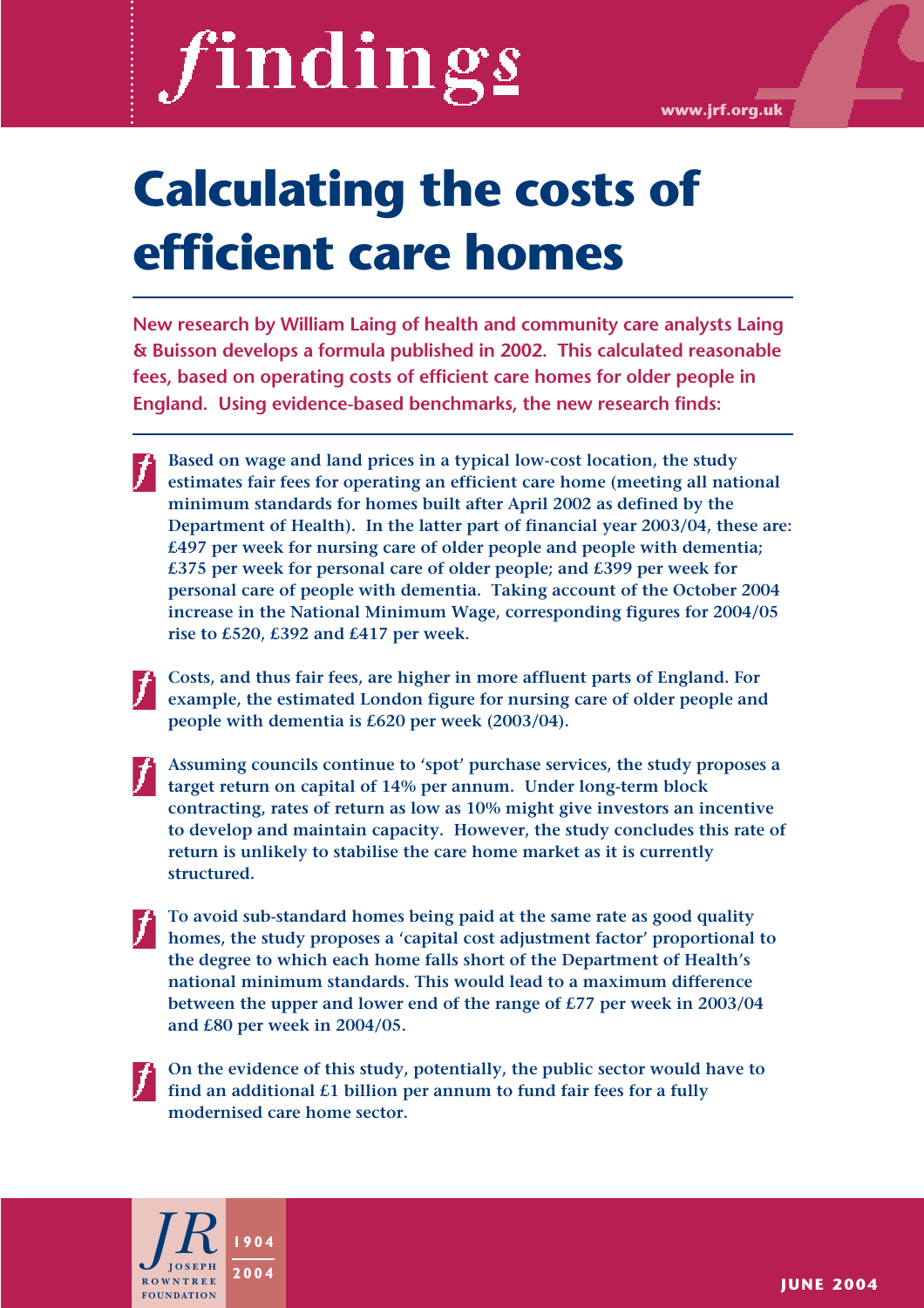# findings

www.jrf.org.uk

# Calculating the costs of efficient care homes

**New research by William Laing of health and community care analysts Laing & Buisson develops a formula published in 2002. This calculated reasonable fees, based on operating costs of efficient care homes for older people in England. Using evidence-based benchmarks, the new research finds:**

- **Based on wage and land prices in a typical low-cost location, the study estimates fair fees for operating an efficient care home (meeting all national minimum standards for homes built after April 2002 as defined by the Department of Health). In the latter part of financial year 2003/04, these are: £497 per week for nursing care of older people and people with dementia; £375 per week for personal care of older people; and £399 per week for personal care of people with dementia. Taking account of the October 2004 increase in the National Minimum Wage, corresponding figures for 2004/05 rise to £520, £392 and £417 per week.**

- **Costs, and thus fair fees, are higher in more affluent parts of England. For example, the estimated London figure for nursing care of older people and people with dementia is £620 per week (2003/04).**

- **Assuming councils continue to 'spot' purchase services, the study proposes a target return on capital of 14% per annum. Under long-term block contracting, rates of return as low as 10% might give investors an incentive to develop and maintain capacity. However, the study concludes this rate of return is unlikely to stabilise the care home market as it is currently structured.**

- **To avoid sub-standard homes being paid at the same rate as good quality homes, the study proposes a 'capital cost adjustment factor' proportional to the degree to which each home falls short of the Department of Health's national minimum standards. This would lead to a maximum difference between the upper and lower end of the range of £77 per week in 2003/04 and £80 per week in 2004/05.**

- **On the evidence of this study, potentially, the public sector would have to find an additional £1 billion per annum to fund fair fees for a fully modernised care home sector.**

JOSEPH ROWNTREE FOUNDATION 1904 2004

JUNE 2004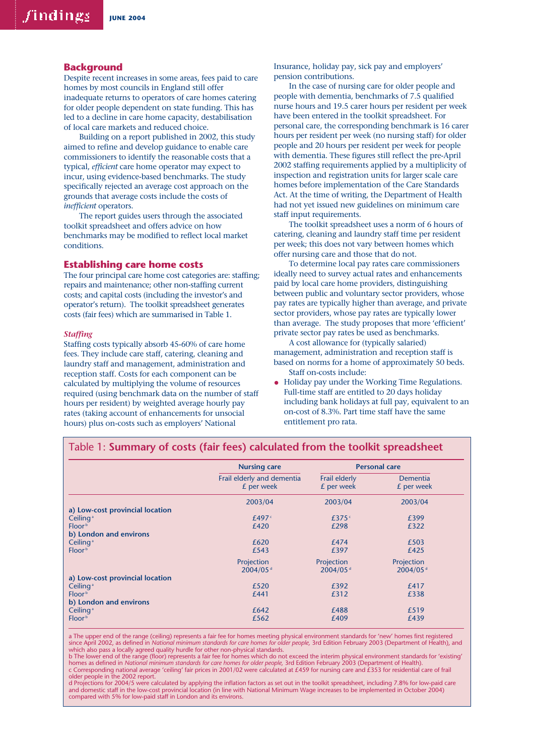## Background

Despite recent increases in some areas, fees paid to care homes by most councils in England still offer inadequate returns to operators of care homes catering for older people dependent on state funding. This has led to a decline in care home capacity, destabilisation of local care markets and reduced choice.

Building on a report published in 2002, this study aimed to refine and develop guidance to enable care commissioners to identify the reasonable costs that a typical, *efficient* care home operator may expect to incur, using evidence-based benchmarks. The study specifically rejected an average cost approach on the grounds that average costs include the costs of *inefficient* operators.

The report guides users through the associated toolkit spreadsheet and offers advice on how benchmarks may be modified to reflect local market conditions.

## Establishing care home costs

The four principal care home cost categories are: staffing; repairs and maintenance; other non-staffing current costs; and capital costs (including the investor's and operator's return). The toolkit spreadsheet generates costs (fair fees) which are summarised in Table 1.

### *Staffing*

Staffing costs typically absorb 45-60% of care home fees. They include care staff, catering, cleaning and laundry staff and management, administration and reception staff. Costs for each component can be calculated by multiplying the volume of resources required (using benchmark data on the number of staff hours per resident) by weighted average hourly pay rates (taking account of enhancements for unsocial hours) plus on-costs such as employers' National Insurance, holiday pay, sick pay and employers' pension contributions.

In the case of nursing care for older people and people with dementia, benchmarks of 7.5 qualified nurse hours and 19.5 carer hours per resident per week have been entered in the toolkit spreadsheet. For personal care, the corresponding benchmark is 16 carer hours per resident per week (no nursing staff) for older people and 20 hours per resident per week for people with dementia. These figures still reflect the pre-April 2002 staffing requirements applied by a multiplicity of inspection and registration units for larger scale care homes before implementation of the Care Standards Act. At the time of writing, the Department of Health had not yet issued new guidelines on minimum care staff input requirements.

The toolkit spreadsheet uses a norm of 6 hours of catering, cleaning and laundry staff time per resident per week; this does not vary between homes which offer nursing care and those that do not.

To determine local pay rates care commissioners ideally need to survey actual rates and enhancements paid by local care home providers, distinguishing between public and voluntary sector providers, whose pay rates are typically higher than average, and private sector providers, whose pay rates are typically lower than average. The study proposes that more 'efficient' private sector pay rates be used as benchmarks.

A cost allowance for (typically salaried) management, administration and reception staff is based on norms for a home of approximately 50 beds.

Staff on-costs include:

- Holiday pay under the Working Time Regulations. Full-time staff are entitled to 20 days holiday including bank holidays at full pay, equivalent to an on-cost of 8.3%. Part time staff have the same entitlement pro rata.

**Table 1: Summary of costs (fair fees) calculated from the toolkit spreadsheet**

| | Nursing care | Personal care | |
|---|---|---|---|
| | Frail elderly and dementia £ per week | Frail elderly £ per week | Dementia £ per week |
| | 2003/04 | 2003/04 | 2003/04 |
| **a) Low-cost provincial location** | | | |
| Ceiling [a] | £497 [c] | £375 [c] | £399 |
| Floor [b] | £420 | £298 | £322 |
| **b) London and environs** | | | |
| Ceiling [a] | £620 | £474 | £503 |
| Floor [b] | £543 | £397 | £425 |
| | Projection 2004/05 [d] | Projection 2004/05 [d] | Projection 2004/05 [d] |
| **a) Low-cost provincial location** | | | |
| Ceiling [a] | £520 | £392 | £417 |
| Floor [b] | £441 | £312 | £338 |
| **b) London and environs** | | | |
| Ceiling [a] | £642 | £488 | £519 |
| Floor [b] | £562 | £409 | £439 |

a The upper end of the range (ceiling) represents a fair fee for homes meeting physical environment standards for 'new' homes first registered since April 2002, as defined in *National minimum standards for care homes for older people,* 3rd Edition February 2003 (Department of Health), and which also pass a locally agreed quality hurdle for other non-physical standards.

b The lower end of the range (floor) represents a fair fee for homes which do not exceed the interim physical environment standards for 'existing' homes as defined in *National minimum standards for care homes for older people,* 3rd Edition February 2003 (Department of Health).

c Corresponding national average 'ceiling' fair prices in 2001/02 were calculated at £459 for nursing care and £353 for residential care of frail older people in the 2002 report.

d Projections for 2004/5 were calculated by applying the inflation factors as set out in the toolkit spreadsheet, including 7.8% for low-paid care and domestic staff in the low-cost provincial location (in line with National Minimum Wage increases to be implemented in October 2004) compared with 5% for low-paid staff in London and its environs.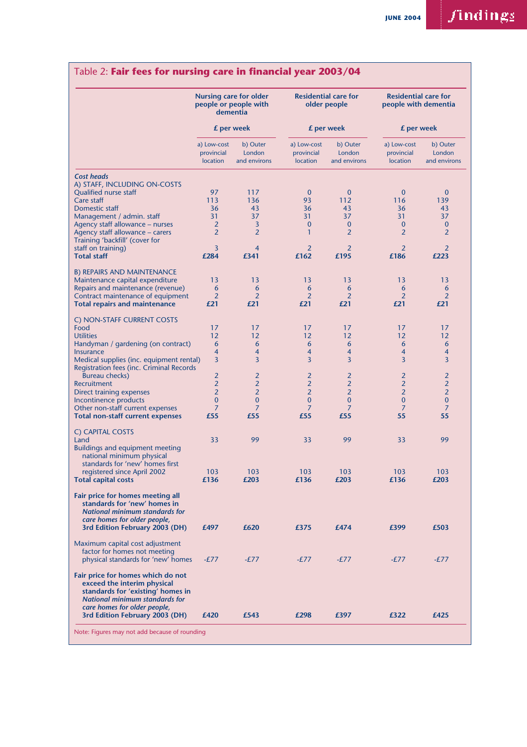## Table 2: **Fair fees for nursing care in financial year 2003/04**

| | Nursing care for older people or people with dementia £ per week | | Residential care for older people £ per week | | Residential care for people with dementia £ per week | |
|---|---|---|---|---|---|---|
| | a) Low-cost provincial location | b) Outer London and environs | a) Low-cost provincial location | b) Outer London and environs | a) Low-cost provincial location | b) Outer London and environs |
| ***Cost heads*** | | | | | | |
| A) STAFF, INCLUDING ON-COSTS | | | | | | |
| Qualified nurse staff | 97 | 117 | 0 | 0 | 0 | 0 |
| Care staff | 113 | 136 | 93 | 112 | 116 | 139 |
| Domestic staff | 36 | 43 | 36 | 43 | 36 | 43 |
| Management / admin. staff | 31 | 37 | 31 | 37 | 31 | 37 |
| Agency staff allowance – nurses | 2 | 3 | 0 | 0 | 0 | 0 |
| Agency staff allowance – carers | 2 | 2 | 1 | 2 | 2 | 2 |
| Training 'backfill' (cover for staff on training) | 3 | 4 | 2 | 2 | 2 | 2 |
| **Total staff** | **£284** | **£341** | **£162** | **£195** | **£186** | **£223** |
| B) REPAIRS AND MAINTENANCE | | | | | | |
| Maintenance capital expenditure | 13 | 13 | 13 | 13 | 13 | 13 |
| Repairs and maintenance (revenue) | 6 | 6 | 6 | 6 | 6 | 6 |
| Contract maintenance of equipment | 2 | 2 | 2 | 2 | 2 | 2 |
| **Total repairs and maintenance** | **£21** | **£21** | **£21** | **£21** | **£21** | **£21** |
| C) NON-STAFF CURRENT COSTS | | | | | | |
| Food | 17 | 17 | 17 | 17 | 17 | 17 |
| Utilities | 12 | 12 | 12 | 12 | 12 | 12 |
| Handyman / gardening (on contract) | 6 | 6 | 6 | 6 | 6 | 6 |
| Insurance | 4 | 4 | 4 | 4 | 4 | 4 |
| Medical supplies (inc. equipment rental) | 3 | 3 | 3 | 3 | 3 | 3 |
| Registration fees (inc. Criminal Records Bureau checks) | 2 | 2 | 2 | 2 | 2 | 2 |
| Recruitment | 2 | 2 | 2 | 2 | 2 | 2 |
| Direct training expenses | 2 | 2 | 2 | 2 | 2 | 2 |
| Incontinence products | 0 | 0 | 0 | 0 | 0 | 0 |
| Other non-staff current expenses | 7 | 7 | 7 | 7 | 7 | 7 |
| **Total non-staff current expenses** | **£55** | **£55** | **£55** | **£55** | **55** | **55** |
| C) CAPITAL COSTS | | | | | | |
| Land | 33 | 99 | 33 | 99 | 33 | 99 |
| Buildings and equipment meeting national minimum physical standards for 'new' homes first registered since April 2002 | 103 | 103 | 103 | 103 | 103 | 103 |
| **Total capital costs** | **£136** | **£203** | **£136** | **£203** | **£136** | **£203** |
| **Fair price for homes meeting all standards for 'new' homes in *National minimum standards for care homes for older people*, 3rd Edition February 2003 (DH)** | **£497** | **£620** | **£375** | **£474** | **£399** | **£503** |
| Maximum capital cost adjustment factor for homes not meeting physical standards for 'new' homes | -£77 | -£77 | -£77 | -£77 | -£77 | -£77 |
| **Fair price for homes which do not exceed the interim physical standards for 'existing' homes in *National minimum standards for care homes for older people*, 3rd Edition February 2003 (DH)** | **£420** | **£543** | **£298** | **£397** | **£322** | **£425** |

Note: Figures may not add because of rounding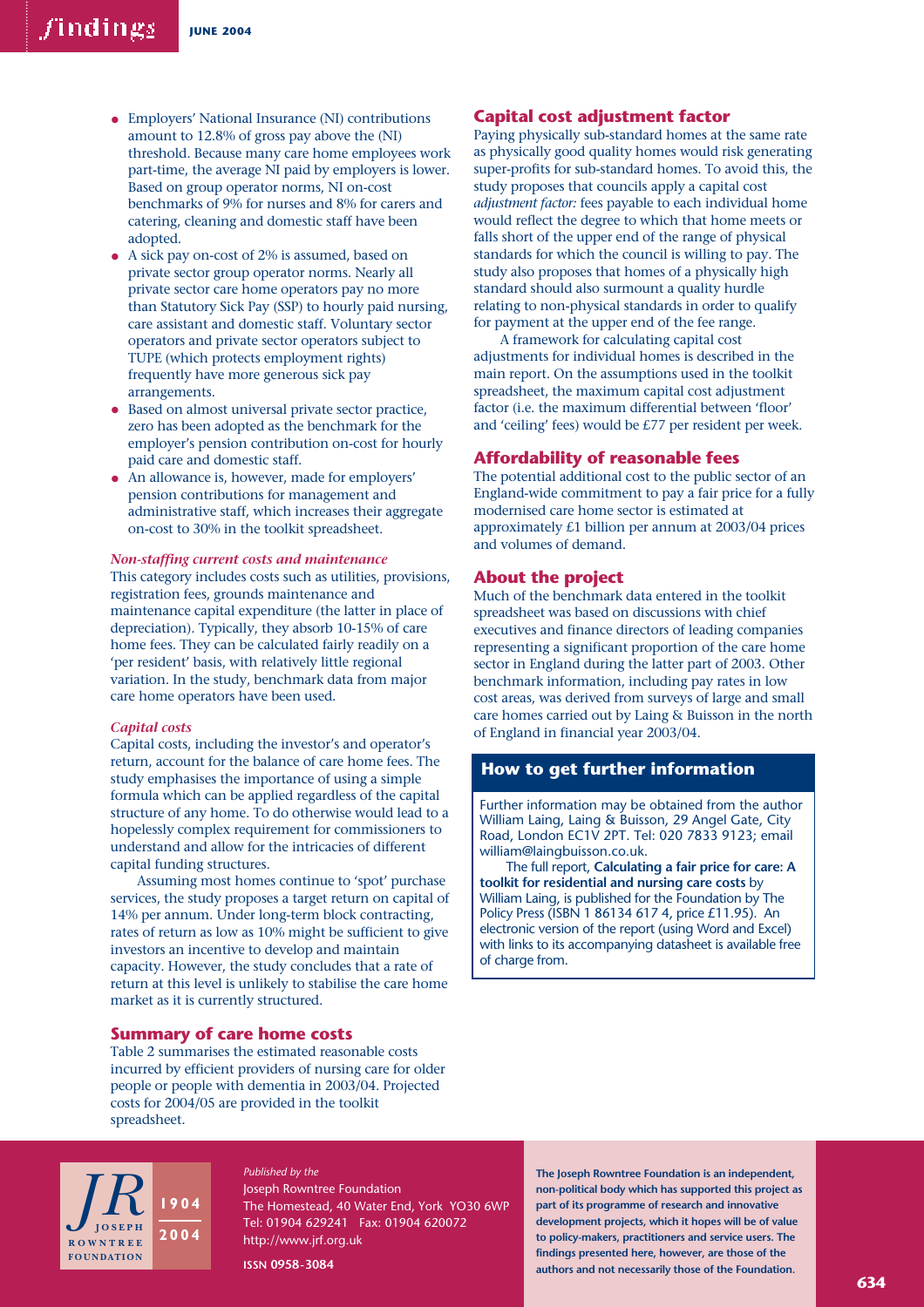- Employers' National Insurance (NI) contributions amount to 12.8% of gross pay above the (NI) threshold. Because many care home employees work part-time, the average NI paid by employers is lower. Based on group operator norms, NI on-cost benchmarks of 9% for nurses and 8% for carers and catering, cleaning and domestic staff have been adopted.
- A sick pay on-cost of 2% is assumed, based on private sector group operator norms. Nearly all private sector care home operators pay no more than Statutory Sick Pay (SSP) to hourly paid nursing, care assistant and domestic staff. Voluntary sector operators and private sector operators subject to TUPE (which protects employment rights) frequently have more generous sick pay arrangements.
- Based on almost universal private sector practice, zero has been adopted as the benchmark for the employer's pension contribution on-cost for hourly paid care and domestic staff.
- An allowance is, however, made for employers' pension contributions for management and administrative staff, which increases their aggregate on-cost to 30% in the toolkit spreadsheet.

#### *Non-staffing current costs and maintenance*

This category includes costs such as utilities, provisions, registration fees, grounds maintenance and maintenance capital expenditure (the latter in place of depreciation). Typically, they absorb 10-15% of care home fees. They can be calculated fairly readily on a 'per resident' basis, with relatively little regional variation. In the study, benchmark data from major care home operators have been used.

#### *Capital costs*

Capital costs, including the investor's and operator's return, account for the balance of care home fees. The study emphasises the importance of using a simple formula which can be applied regardless of the capital structure of any home. To do otherwise would lead to a hopelessly complex requirement for commissioners to understand and allow for the intricacies of different capital funding structures.

Assuming most homes continue to 'spot' purchase services, the study proposes a target return on capital of 14% per annum. Under long-term block contracting, rates of return as low as 10% might be sufficient to give investors an incentive to develop and maintain capacity. However, the study concludes that a rate of return at this level is unlikely to stabilise the care home market as it is currently structured.

## Summary of care home costs

Table 2 summarises the estimated reasonable costs incurred by efficient providers of nursing care for older people or people with dementia in 2003/04. Projected costs for 2004/05 are provided in the toolkit spreadsheet.

## Capital cost adjustment factor

Paying physically sub-standard homes at the same rate as physically good quality homes would risk generating super-profits for sub-standard homes. To avoid this, the study proposes that councils apply a capital cost *adjustment factor:* fees payable to each individual home would reflect the degree to which that home meets or falls short of the upper end of the range of physical standards for which the council is willing to pay. The study also proposes that homes of a physically high standard should also surmount a quality hurdle relating to non-physical standards in order to qualify for payment at the upper end of the fee range.

A framework for calculating capital cost adjustments for individual homes is described in the main report. On the assumptions used in the toolkit spreadsheet, the maximum capital cost adjustment factor (i.e. the maximum differential between 'floor' and 'ceiling' fees) would be £77 per resident per week.

## Affordability of reasonable fees

The potential additional cost to the public sector of an England-wide commitment to pay a fair price for a fully modernised care home sector is estimated at approximately £1 billion per annum at 2003/04 prices and volumes of demand.

## About the project

Much of the benchmark data entered in the toolkit spreadsheet was based on discussions with chief executives and finance directors of leading companies representing a significant proportion of the care home sector in England during the latter part of 2003. Other benchmark information, including pay rates in low cost areas, was derived from surveys of large and small care homes carried out by Laing & Buisson in the north of England in financial year 2003/04.

## How to get further information

Further information may be obtained from the author William Laing, Laing & Buisson, 29 Angel Gate, City Road, London EC1V 2PT. Tel: 020 7833 9123; email william@laingbuisson.co.uk.

The full report, **Calculating a fair price for care: A toolkit for residential and nursing care costs** by William Laing, is published for the Foundation by The Policy Press (ISBN 1 86134 617 4, price £11.95). An electronic version of the report (using Word and Excel) with links to its accompanying datasheet is available free of charge from.

*Published by the*
Joseph Rowntree Foundation
The Homestead, 40 Water End, York YO30 6WP
Tel: 01904 629241 Fax: 01904 620072
http://www.jrf.org.uk

ISSN **0958-3084**

**The Joseph Rowntree Foundation is an independent, non-political body which has supported this project as part of its programme of research and innovative development projects, which it hopes will be of value to policy-makers, practitioners and service users. The findings presented here, however, are those of the authors and not necessarily those of the Foundation.**

634